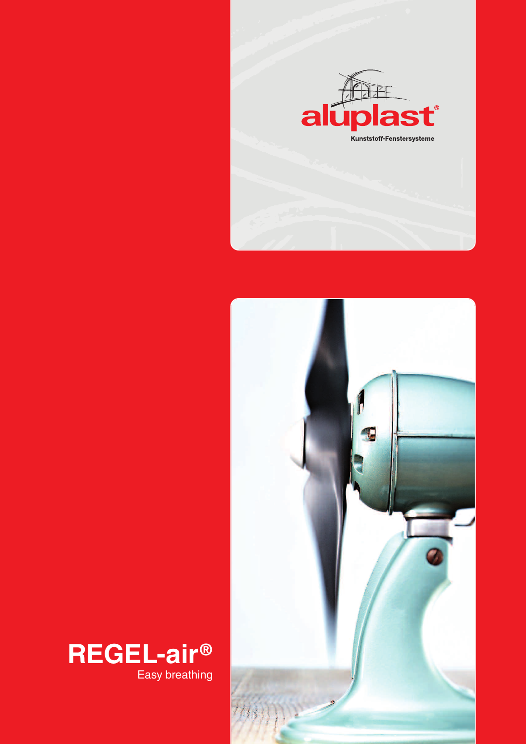aluplast®

Kunststoff-Fenstersysteme

# REGEL-air®

Easy breathing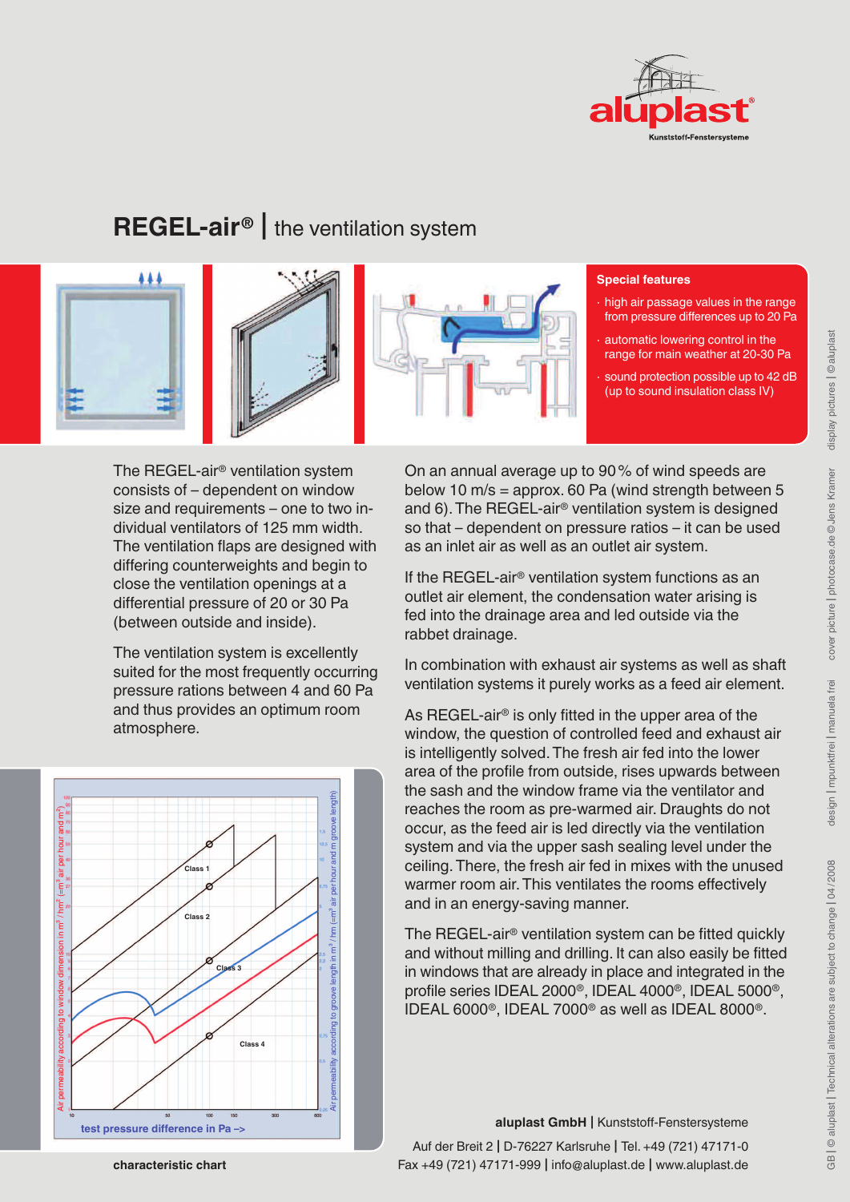aluplast®
Kunststoff-Fenstersysteme

# REGEL-air® | the ventilation system

**Special features**

- high air passage values in the range from pressure differences up to 20 Pa
- automatic lowering control in the range for main weather at 20-30 Pa
- sound protection possible up to 42 dB (up to sound insulation class IV)

The REGEL-air® ventilation system consists of – dependent on window size and requirements – one to two individual ventilators of 125 mm width. The ventilation flaps are designed with differing counterweights and begin to close the ventilation openings at a differential pressure of 20 or 30 Pa (between outside and inside).

The ventilation system is excellently suited for the most frequently occurring pressure rations between 4 and 60 Pa and thus provides an optimum room atmosphere.

On an annual average up to 90% of wind speeds are below 10 m/s = approx. 60 Pa (wind strength between 5 and 6). The REGEL-air® ventilation system is designed so that – dependent on pressure ratios – it can be used as an inlet air as well as an outlet air system.

If the REGEL-air® ventilation system functions as an outlet air element, the condensation water arising is fed into the drainage area and led outside via the rabbet drainage.

In combination with exhaust air systems as well as shaft ventilation systems it purely works as a feed air element.

As REGEL-air® is only fitted in the upper area of the window, the question of controlled feed and exhaust air is intelligently solved. The fresh air fed into the lower area of the profile from outside, rises upwards between the sash and the window frame via the ventilator and reaches the room as pre-warmed air. Draughts do not occur, as the feed air is led directly via the ventilation system and via the upper sash sealing level under the ceiling. There, the fresh air fed in mixes with the unused warmer room air. This ventilates the rooms effectively and in an energy-saving manner.

The REGEL-air® ventilation system can be fitted quickly and without milling and drilling. It can also easily be fitted in windows that are already in place and integrated in the profile series IDEAL 2000®, IDEAL 4000®, IDEAL 5000®, IDEAL 6000®, IDEAL 7000® as well as IDEAL 8000®.

Air permeability according to window dimension in m³ / hm² (=m³ air per hour and m²)
Air permeability according to groove length in m³ / hm (=m³ air per hour and m groove length)
Class 1
Class 2
Class 3
Class 4
10
50
100
150
300
600
test pressure difference in Pa –>

**characteristic chart**

**aluplast GmbH** | Kunststoff-Fenstersysteme

Auf der Breit 2 | D-76227 Karlsruhe | Tel. +49 (721) 47171-0
Fax +49 (721) 47171-999 | info@aluplast.de | www.aluplast.de

GB | © aluplast | Technical alterations are subject to change | 04/2008 design | mpunktfrei | manuela frei cover picture | photocase.de © Jens Kramer display pictures | @aluplast